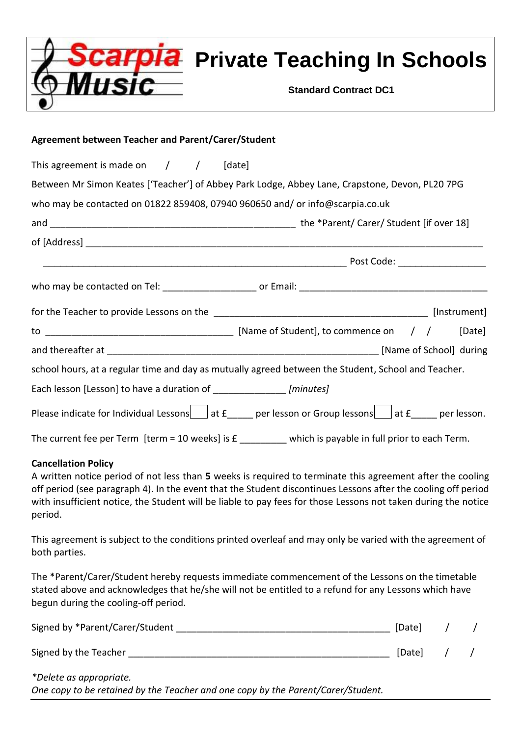Scarpia Music

# Private Teaching In Schools

**Standard Contract DC1**

**Agreement between Teacher and Parent/Carer/Student**

This agreement is made on / / [date]

Between Mr Simon Keates ['Teacher'] of Abbey Park Lodge, Abbey Lane, Crapstone, Devon, PL20 7PG

who may be contacted on 01822 859408, 07940 960650 and/ or info@scarpia.co.uk

and ________________________________________________ the *Parent/ Carer/ Student [if over 18]

of [Address] ________________________________________________________________________

____________________________________________________________ Post Code: ________________

who may be contacted on Tel: _________________ or Email: ____________________________________

for the Teacher to provide Lessons on the __________________________________________ [Instrument]

to _____________________________________ [Name of Student], to commence on / / [Date]

and thereafter at _____________________________________________________ [Name of School] during school hours, at a regular time and day as mutually agreed between the Student, School and Teacher.

Each lesson [Lesson] to have a duration of _____________ *[minutes]*

Please indicate for Individual Lessons ☐ at £_____ per lesson or Group lessons ☐ at £_____ per lesson.

The current fee per Term [term = 10 weeks] is £ _________ which is payable in full prior to each Term.

**Cancellation Policy**

A written notice period of not less than **5** weeks is required to terminate this agreement after the cooling off period (see paragraph 4). In the event that the Student discontinues Lessons after the cooling off period with insufficient notice, the Student will be liable to pay fees for those Lessons not taken during the notice period.

This agreement is subject to the conditions printed overleaf and may only be varied with the agreement of both parties.

The *Parent/Carer/Student hereby requests immediate commencement of the Lessons on the timetable stated above and acknowledges that he/she will not be entitled to a refund for any Lessons which have begun during the cooling-off period.

Signed by *Parent/Carer/Student ________________________________________ [Date] / /

Signed by the Teacher _________________________________________________ [Date] / /

*\*Delete as appropriate.*
*One copy to be retained by the Teacher and one copy by the Parent/Carer/Student.*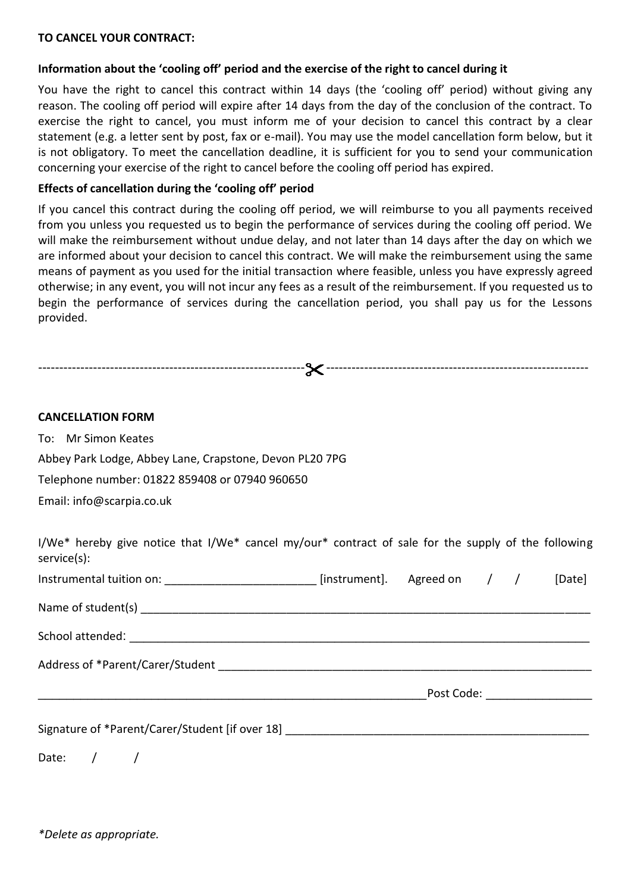**TO CANCEL YOUR CONTRACT:**

**Information about the 'cooling off' period and the exercise of the right to cancel during it**

You have the right to cancel this contract within 14 days (the 'cooling off' period) without giving any reason. The cooling off period will expire after 14 days from the day of the conclusion of the contract. To exercise the right to cancel, you must inform me of your decision to cancel this contract by a clear statement (e.g. a letter sent by post, fax or e-mail). You may use the model cancellation form below, but it is not obligatory. To meet the cancellation deadline, it is sufficient for you to send your communication concerning your exercise of the right to cancel before the cooling off period has expired.

**Effects of cancellation during the 'cooling off' period**

If you cancel this contract during the cooling off period, we will reimburse to you all payments received from you unless you requested us to begin the performance of services during the cooling off period. We will make the reimbursement without undue delay, and not later than 14 days after the day on which we are informed about your decision to cancel this contract. We will make the reimbursement using the same means of payment as you used for the initial transaction where feasible, unless you have expressly agreed otherwise; in any event, you will not incur any fees as a result of the reimbursement. If you requested us to begin the performance of services during the cancellation period, you shall pay us for the Lessons provided.

---------------------------------------------------------------✂---------------------------------------------------------------

**CANCELLATION FORM**

To: Mr Simon Keates

Abbey Park Lodge, Abbey Lane, Crapstone, Devon PL20 7PG

Telephone number: 01822 859408 or 07940 960650

Email: info@scarpia.co.uk

I/We* hereby give notice that I/We* cancel my/our* contract of sale for the supply of the following service(s):

Instrumental tuition on: ________________________ [instrument]. Agreed on / / [Date]

Name of student(s) ________________________________________________________________________

School attended: __________________________________________________________________________

Address of *Parent/Carer/Student _____________________________________________________________

_______________________________________________________________ Post Code: ________________

Signature of *Parent/Carer/Student [if over 18] ________________________________________________

Date: / /

*Delete as appropriate.*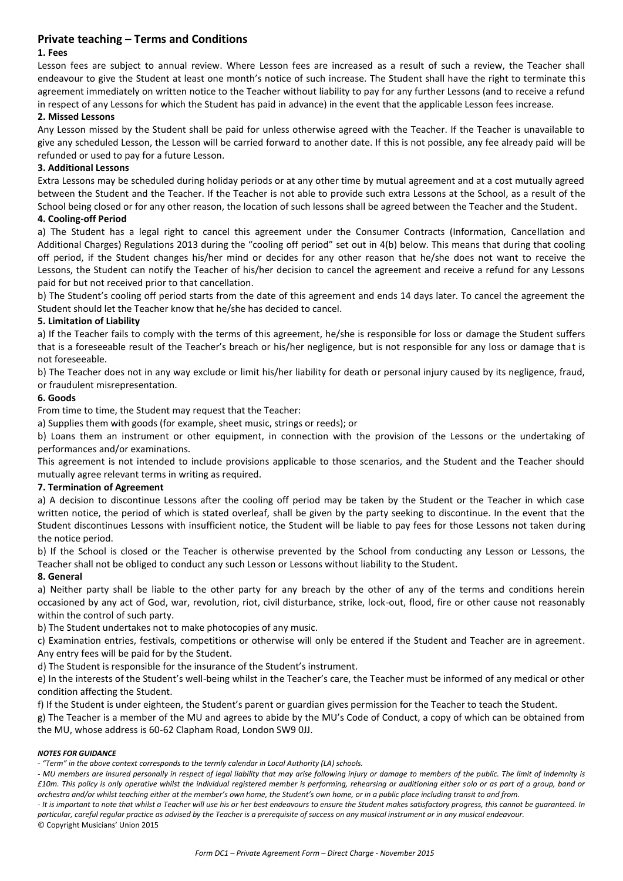## Private teaching – Terms and Conditions

### 1. Fees

Lesson fees are subject to annual review. Where Lesson fees are increased as a result of such a review, the Teacher shall endeavour to give the Student at least one month's notice of such increase. The Student shall have the right to terminate this agreement immediately on written notice to the Teacher without liability to pay for any further Lessons (and to receive a refund in respect of any Lessons for which the Student has paid in advance) in the event that the applicable Lesson fees increase.

### 2. Missed Lessons

Any Lesson missed by the Student shall be paid for unless otherwise agreed with the Teacher. If the Teacher is unavailable to give any scheduled Lesson, the Lesson will be carried forward to another date. If this is not possible, any fee already paid will be refunded or used to pay for a future Lesson.

### 3. Additional Lessons

Extra Lessons may be scheduled during holiday periods or at any other time by mutual agreement and at a cost mutually agreed between the Student and the Teacher. If the Teacher is not able to provide such extra Lessons at the School, as a result of the School being closed or for any other reason, the location of such lessons shall be agreed between the Teacher and the Student.

### 4. Cooling-off Period

a) The Student has a legal right to cancel this agreement under the Consumer Contracts (Information, Cancellation and Additional Charges) Regulations 2013 during the "cooling off period" set out in 4(b) below. This means that during that cooling off period, if the Student changes his/her mind or decides for any other reason that he/she does not want to receive the Lessons, the Student can notify the Teacher of his/her decision to cancel the agreement and receive a refund for any Lessons paid for but not received prior to that cancellation.

b) The Student's cooling off period starts from the date of this agreement and ends 14 days later. To cancel the agreement the Student should let the Teacher know that he/she has decided to cancel.

### 5. Limitation of Liability

a) If the Teacher fails to comply with the terms of this agreement, he/she is responsible for loss or damage the Student suffers that is a foreseeable result of the Teacher's breach or his/her negligence, but is not responsible for any loss or damage that is not foreseeable.

b) The Teacher does not in any way exclude or limit his/her liability for death or personal injury caused by its negligence, fraud, or fraudulent misrepresentation.

### 6. Goods

From time to time, the Student may request that the Teacher:

a) Supplies them with goods (for example, sheet music, strings or reeds); or

b) Loans them an instrument or other equipment, in connection with the provision of the Lessons or the undertaking of performances and/or examinations.

This agreement is not intended to include provisions applicable to those scenarios, and the Student and the Teacher should mutually agree relevant terms in writing as required.

### 7. Termination of Agreement

a) A decision to discontinue Lessons after the cooling off period may be taken by the Student or the Teacher in which case written notice, the period of which is stated overleaf, shall be given by the party seeking to discontinue. In the event that the Student discontinues Lessons with insufficient notice, the Student will be liable to pay fees for those Lessons not taken during the notice period.

b) If the School is closed or the Teacher is otherwise prevented by the School from conducting any Lesson or Lessons, the Teacher shall not be obliged to conduct any such Lesson or Lessons without liability to the Student.

### 8. General

a) Neither party shall be liable to the other party for any breach by the other of any of the terms and conditions herein occasioned by any act of God, war, revolution, riot, civil disturbance, strike, lock-out, flood, fire or other cause not reasonably within the control of such party.

b) The Student undertakes not to make photocopies of any music.

c) Examination entries, festivals, competitions or otherwise will only be entered if the Student and Teacher are in agreement. Any entry fees will be paid for by the Student.

d) The Student is responsible for the insurance of the Student's instrument.

e) In the interests of the Student's well-being whilst in the Teacher's care, the Teacher must be informed of any medical or other condition affecting the Student.

f) If the Student is under eighteen, the Student's parent or guardian gives permission for the Teacher to teach the Student.

g) The Teacher is a member of the MU and agrees to abide by the MU's Code of Conduct, a copy of which can be obtained from the MU, whose address is 60-62 Clapham Road, London SW9 0JJ.

***NOTES FOR GUIDANCE***

*- "Term" in the above context corresponds to the termly calendar in Local Authority (LA) schools.*

*- MU members are insured personally in respect of legal liability that may arise following injury or damage to members of the public. The limit of indemnity is £10m. This policy is only operative whilst the individual registered member is performing, rehearsing or auditioning either solo or as part of a group, band or orchestra and/or whilst teaching either at the member's own home, the Student's own home, or in a public place including transit to and from.*

*- It is important to note that whilst a Teacher will use his or her best endeavours to ensure the Student makes satisfactory progress, this cannot be guaranteed. In particular, careful regular practice as advised by the Teacher is a prerequisite of success on any musical instrument or in any musical endeavour.*

© Copyright Musicians' Union 2015

*Form DC1 – Private Agreement Form – Direct Charge - November 2015*